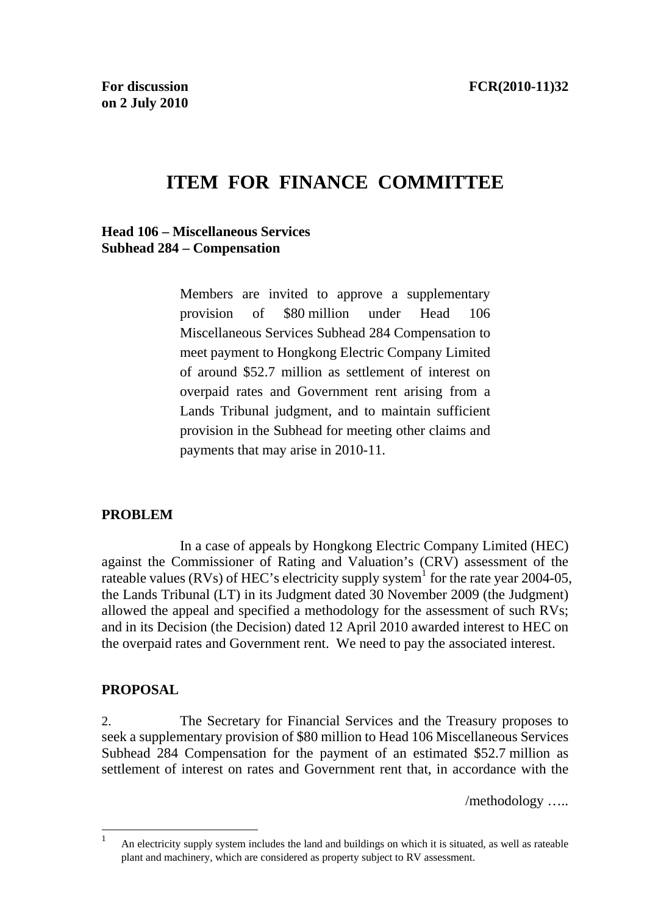**For discussion on 2 July 2010**

**FCR(2010-11)32**

# ITEM FOR FINANCE COMMITTEE

**Head 106 – Miscellaneous Services**
**Subhead 284 – Compensation**

> Members are invited to approve a supplementary provision of $80 million under Head 106 Miscellaneous Services Subhead 284 Compensation to meet payment to Hongkong Electric Company Limited of around $52.7 million as settlement of interest on overpaid rates and Government rent arising from a Lands Tribunal judgment, and to maintain sufficient provision in the Subhead for meeting other claims and payments that may arise in 2010-11.

## PROBLEM

In a case of appeals by Hongkong Electric Company Limited (HEC) against the Commissioner of Rating and Valuation's (CRV) assessment of the rateable values (RVs) of HEC's electricity supply system[1] for the rate year 2004-05, the Lands Tribunal (LT) in its Judgment dated 30 November 2009 (the Judgment) allowed the appeal and specified a methodology for the assessment of such RVs; and in its Decision (the Decision) dated 12 April 2010 awarded interest to HEC on the overpaid rates and Government rent. We need to pay the associated interest.

## PROPOSAL

2. The Secretary for Financial Services and the Treasury proposes to seek a supplementary provision of $80 million to Head 106 Miscellaneous Services Subhead 284 Compensation for the payment of an estimated $52.7 million as settlement of interest on rates and Government rent that, in accordance with the

/methodology …..

---

[1] An electricity supply system includes the land and buildings on which it is situated, as well as rateable plant and machinery, which are considered as property subject to RV assessment.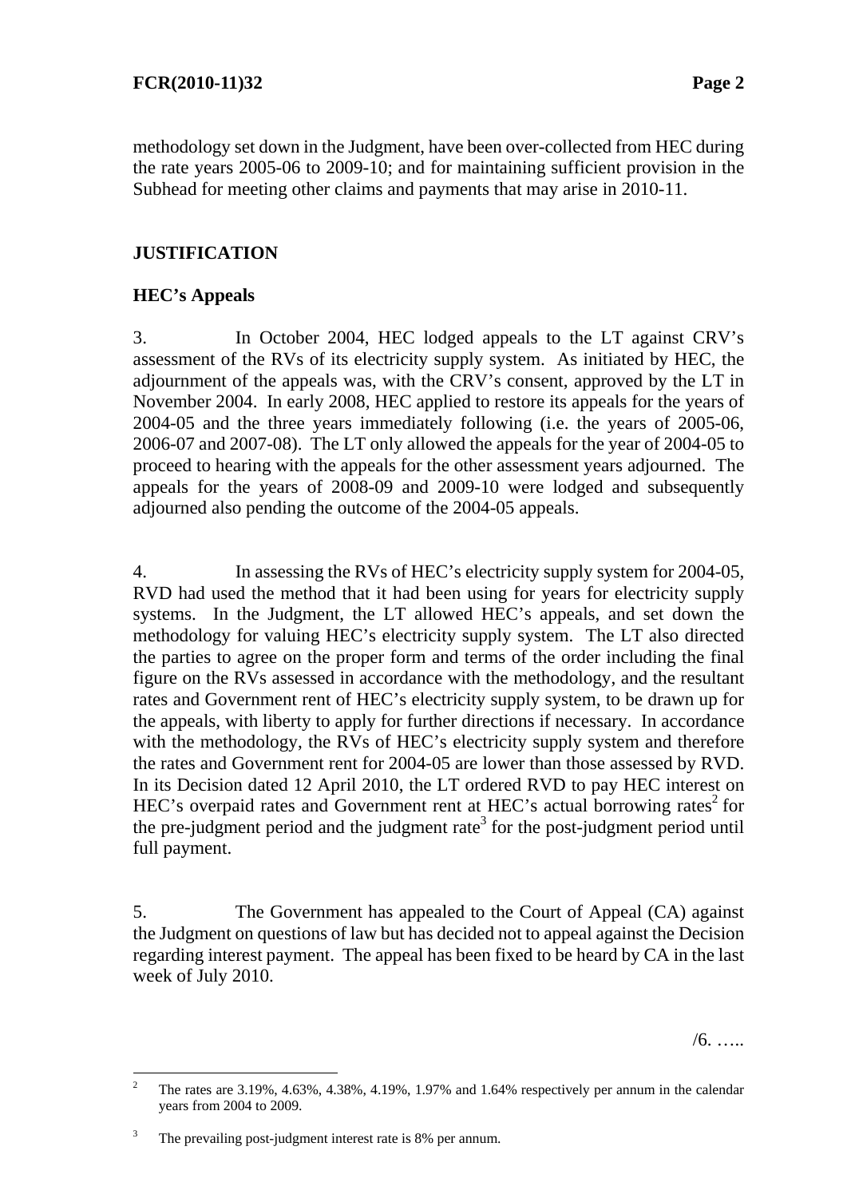methodology set down in the Judgment, have been over-collected from HEC during the rate years 2005-06 to 2009-10; and for maintaining sufficient provision in the Subhead for meeting other claims and payments that may arise in 2010-11.

## JUSTIFICATION

### HEC's Appeals

3. In October 2004, HEC lodged appeals to the LT against CRV's assessment of the RVs of its electricity supply system. As initiated by HEC, the adjournment of the appeals was, with the CRV's consent, approved by the LT in November 2004. In early 2008, HEC applied to restore its appeals for the years of 2004-05 and the three years immediately following (i.e. the years of 2005-06, 2006-07 and 2007-08). The LT only allowed the appeals for the year of 2004-05 to proceed to hearing with the appeals for the other assessment years adjourned. The appeals for the years of 2008-09 and 2009-10 were lodged and subsequently adjourned also pending the outcome of the 2004-05 appeals.

4. In assessing the RVs of HEC's electricity supply system for 2004-05, RVD had used the method that it had been using for years for electricity supply systems. In the Judgment, the LT allowed HEC's appeals, and set down the methodology for valuing HEC's electricity supply system. The LT also directed the parties to agree on the proper form and terms of the order including the final figure on the RVs assessed in accordance with the methodology, and the resultant rates and Government rent of HEC's electricity supply system, to be drawn up for the appeals, with liberty to apply for further directions if necessary. In accordance with the methodology, the RVs of HEC's electricity supply system and therefore the rates and Government rent for 2004-05 are lower than those assessed by RVD. In its Decision dated 12 April 2010, the LT ordered RVD to pay HEC interest on HEC's overpaid rates and Government rent at HEC's actual borrowing rates[2] for the pre-judgment period and the judgment rate[3] for the post-judgment period until full payment.

5. The Government has appealed to the Court of Appeal (CA) against the Judgment on questions of law but has decided not to appeal against the Decision regarding interest payment. The appeal has been fixed to be heard by CA in the last week of July 2010.

/6. …..

---

[2] The rates are 3.19%, 4.63%, 4.38%, 4.19%, 1.97% and 1.64% respectively per annum in the calendar years from 2004 to 2009.

[3] The prevailing post-judgment interest rate is 8% per annum.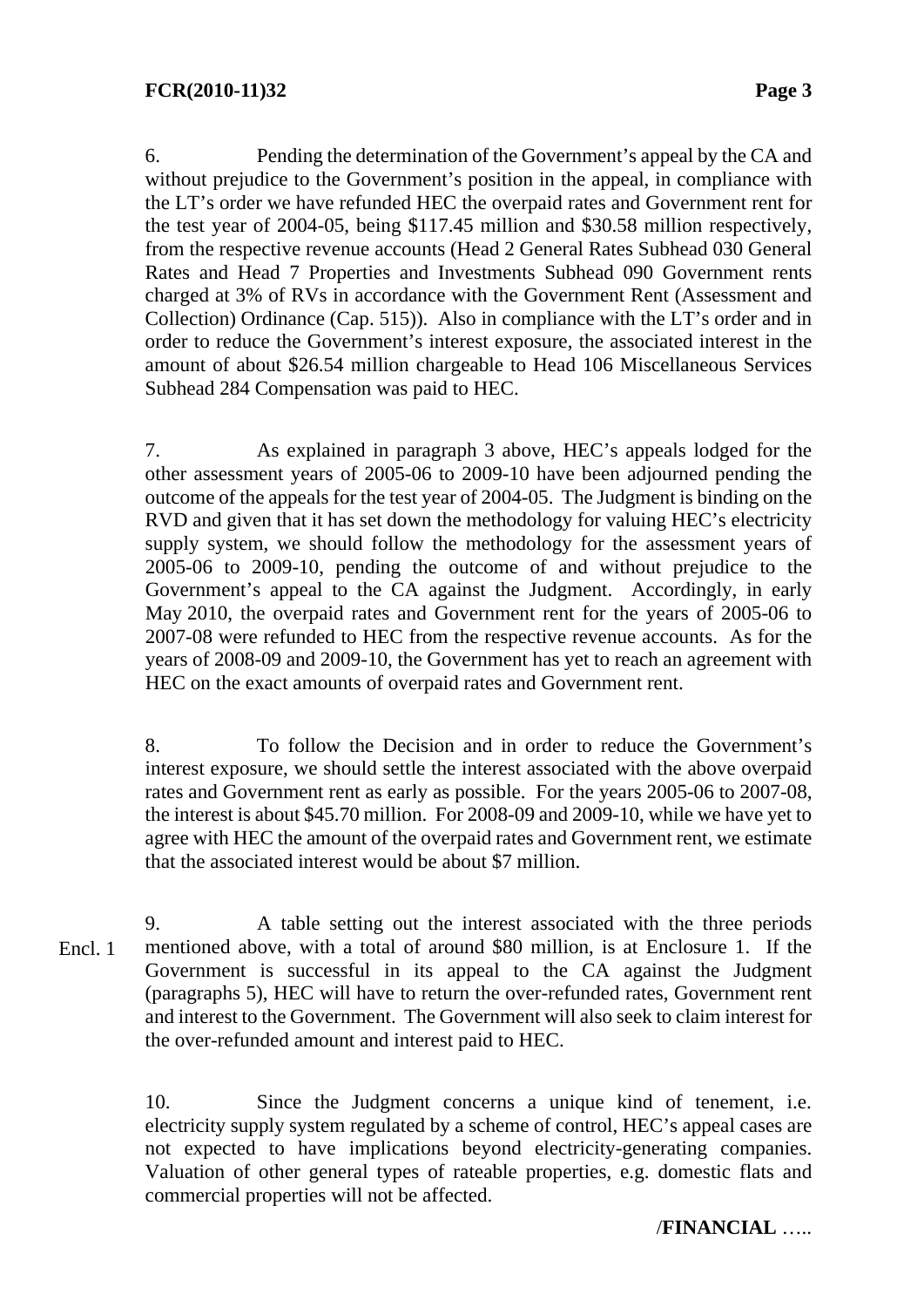6. Pending the determination of the Government's appeal by the CA and without prejudice to the Government's position in the appeal, in compliance with the LT's order we have refunded HEC the overpaid rates and Government rent for the test year of 2004-05, being $117.45 million and $30.58 million respectively, from the respective revenue accounts (Head 2 General Rates Subhead 030 General Rates and Head 7 Properties and Investments Subhead 090 Government rents charged at 3% of RVs in accordance with the Government Rent (Assessment and Collection) Ordinance (Cap. 515)). Also in compliance with the LT's order and in order to reduce the Government's interest exposure, the associated interest in the amount of about $26.54 million chargeable to Head 106 Miscellaneous Services Subhead 284 Compensation was paid to HEC.

7. As explained in paragraph 3 above, HEC's appeals lodged for the other assessment years of 2005-06 to 2009-10 have been adjourned pending the outcome of the appeals for the test year of 2004-05. The Judgment is binding on the RVD and given that it has set down the methodology for valuing HEC's electricity supply system, we should follow the methodology for the assessment years of 2005-06 to 2009-10, pending the outcome of and without prejudice to the Government's appeal to the CA against the Judgment. Accordingly, in early May 2010, the overpaid rates and Government rent for the years of 2005-06 to 2007-08 were refunded to HEC from the respective revenue accounts. As for the years of 2008-09 and 2009-10, the Government has yet to reach an agreement with HEC on the exact amounts of overpaid rates and Government rent.

8. To follow the Decision and in order to reduce the Government's interest exposure, we should settle the interest associated with the above overpaid rates and Government rent as early as possible. For the years 2005-06 to 2007-08, the interest is about $45.70 million. For 2008-09 and 2009-10, while we have yet to agree with HEC the amount of the overpaid rates and Government rent, we estimate that the associated interest would be about $7 million.

Encl. 1

9. A table setting out the interest associated with the three periods mentioned above, with a total of around $80 million, is at Enclosure 1. If the Government is successful in its appeal to the CA against the Judgment (paragraphs 5), HEC will have to return the over-refunded rates, Government rent and interest to the Government. The Government will also seek to claim interest for the over-refunded amount and interest paid to HEC.

10. Since the Judgment concerns a unique kind of tenement, i.e. electricity supply system regulated by a scheme of control, HEC's appeal cases are not expected to have implications beyond electricity-generating companies. Valuation of other general types of rateable properties, e.g. domestic flats and commercial properties will not be affected.

/**FINANCIAL** …..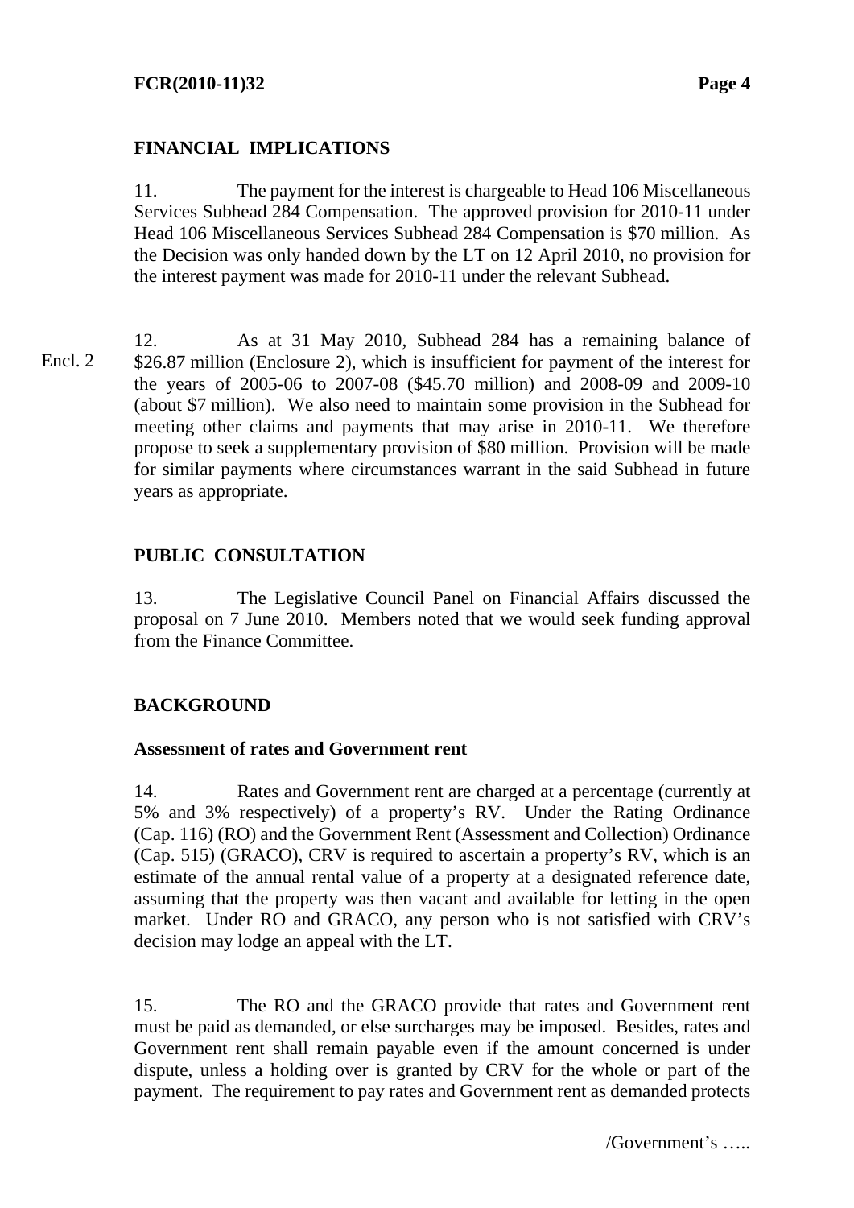## FINANCIAL IMPLICATIONS

11. The payment for the interest is chargeable to Head 106 Miscellaneous Services Subhead 284 Compensation. The approved provision for 2010-11 under Head 106 Miscellaneous Services Subhead 284 Compensation is $70 million. As the Decision was only handed down by the LT on 12 April 2010, no provision for the interest payment was made for 2010-11 under the relevant Subhead.

Encl. 2

12. As at 31 May 2010, Subhead 284 has a remaining balance of $26.87 million (Enclosure 2), which is insufficient for payment of the interest for the years of 2005-06 to 2007-08 ($45.70 million) and 2008-09 and 2009-10 (about $7 million). We also need to maintain some provision in the Subhead for meeting other claims and payments that may arise in 2010-11. We therefore propose to seek a supplementary provision of $80 million. Provision will be made for similar payments where circumstances warrant in the said Subhead in future years as appropriate.

## PUBLIC CONSULTATION

13. The Legislative Council Panel on Financial Affairs discussed the proposal on 7 June 2010. Members noted that we would seek funding approval from the Finance Committee.

## BACKGROUND

### Assessment of rates and Government rent

14. Rates and Government rent are charged at a percentage (currently at 5% and 3% respectively) of a property's RV. Under the Rating Ordinance (Cap. 116) (RO) and the Government Rent (Assessment and Collection) Ordinance (Cap. 515) (GRACO), CRV is required to ascertain a property's RV, which is an estimate of the annual rental value of a property at a designated reference date, assuming that the property was then vacant and available for letting in the open market. Under RO and GRACO, any person who is not satisfied with CRV's decision may lodge an appeal with the LT.

15. The RO and the GRACO provide that rates and Government rent must be paid as demanded, or else surcharges may be imposed. Besides, rates and Government rent shall remain payable even if the amount concerned is under dispute, unless a holding over is granted by CRV for the whole or part of the payment. The requirement to pay rates and Government rent as demanded protects

/Government's …..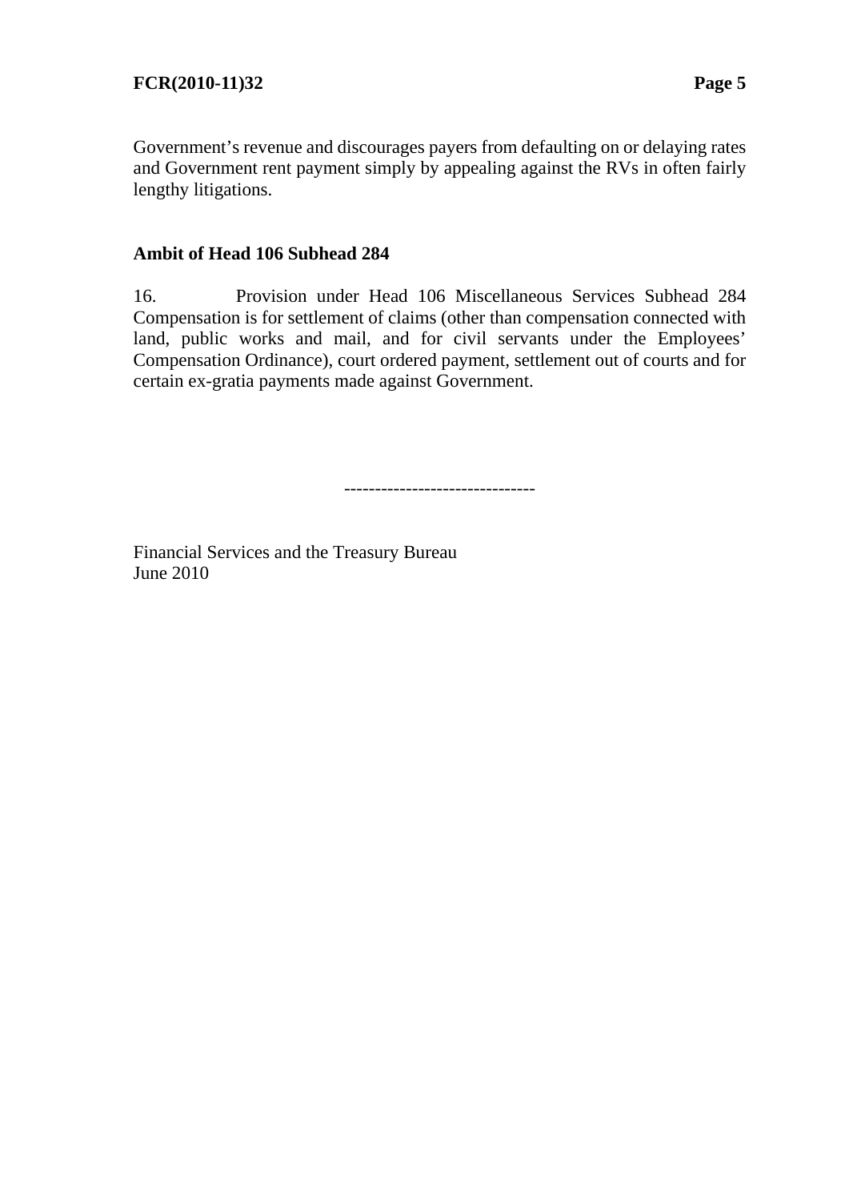Government's revenue and discourages payers from defaulting on or delaying rates and Government rent payment simply by appealing against the RVs in often fairly lengthy litigations.

**Ambit of Head 106 Subhead 284**

16. Provision under Head 106 Miscellaneous Services Subhead 284 Compensation is for settlement of claims (other than compensation connected with land, public works and mail, and for civil servants under the Employees' Compensation Ordinance), court ordered payment, settlement out of courts and for certain ex-gratia payments made against Government.

------------------------------

Financial Services and the Treasury Bureau
June 2010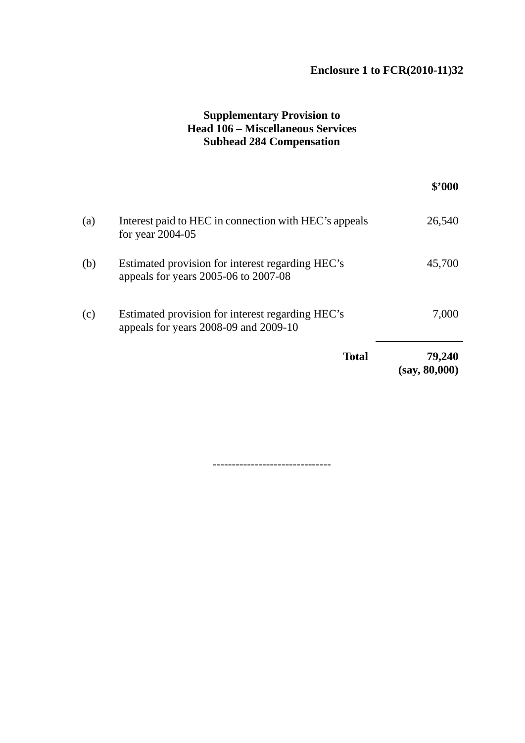**Enclosure 1 to FCR(2010-11)32**

**Supplementary Provision to**
**Head 106 – Miscellaneous Services**
**Subhead 284 Compensation**

| | | **$'000** |
|---|---|---|
| (a) | Interest paid to HEC in connection with HEC's appeals for year 2004-05 | 26,540 |
| (b) | Estimated provision for interest regarding HEC's appeals for years 2005-06 to 2007-08 | 45,700 |
| (c) | Estimated provision for interest regarding HEC's appeals for years 2008-09 and 2009-10 | 7,000 |
| | **Total** | **79,240** **(say, 80,000)** |

-------------------------------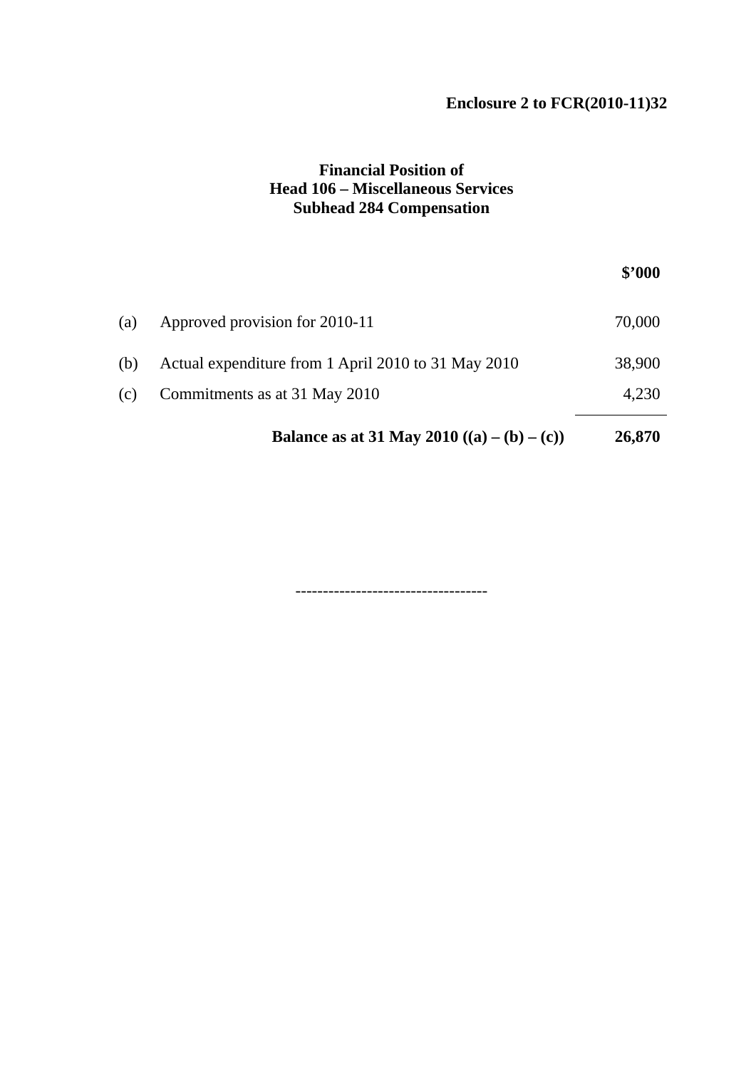**Enclosure 2 to FCR(2010-11)32**

**Financial Position of**
**Head 106 – Miscellaneous Services**
**Subhead 284 Compensation**

| | | **$'000** |
|---|---|---|
| (a) | Approved provision for 2010-11 | 70,000 |
| (b) | Actual expenditure from 1 April 2010 to 31 May 2010 | 38,900 |
| (c) | Commitments as at 31 May 2010 | 4,230 |
| | **Balance as at 31 May 2010 ((a) – (b) – (c))** | **26,870** |

----------------------------------